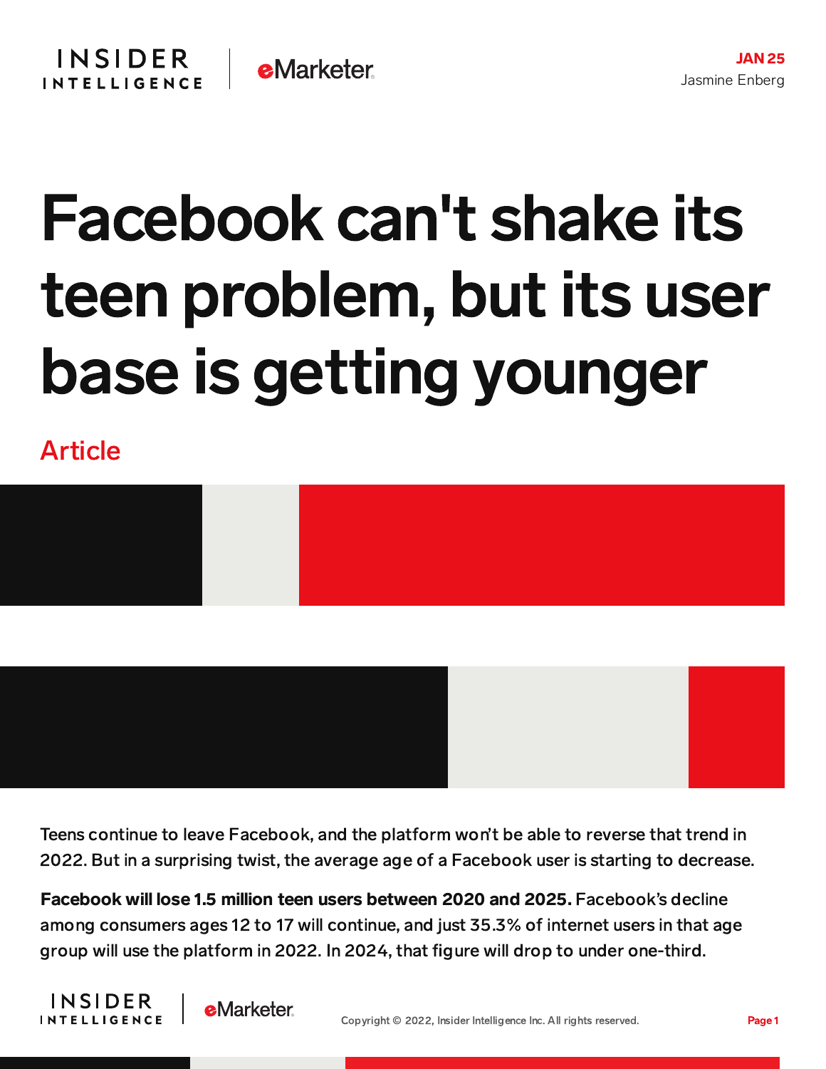JAN 25
Jasmine Enberg

# Facebook can't shake its teen problem, but its user base is getting younger

Article

Teens continue to leave Facebook, and the platform won't be able to reverse that trend in 2022. But in a surprising twist, the average age of a Facebook user is starting to decrease.

**Facebook will lose 1.5 million teen users between 2020 and 2025.** Facebook's decline among consumers ages 12 to 17 will continue, and just 35.3% of internet users in that age group will use the platform in 2022. In 2024, that figure will drop to under one-third.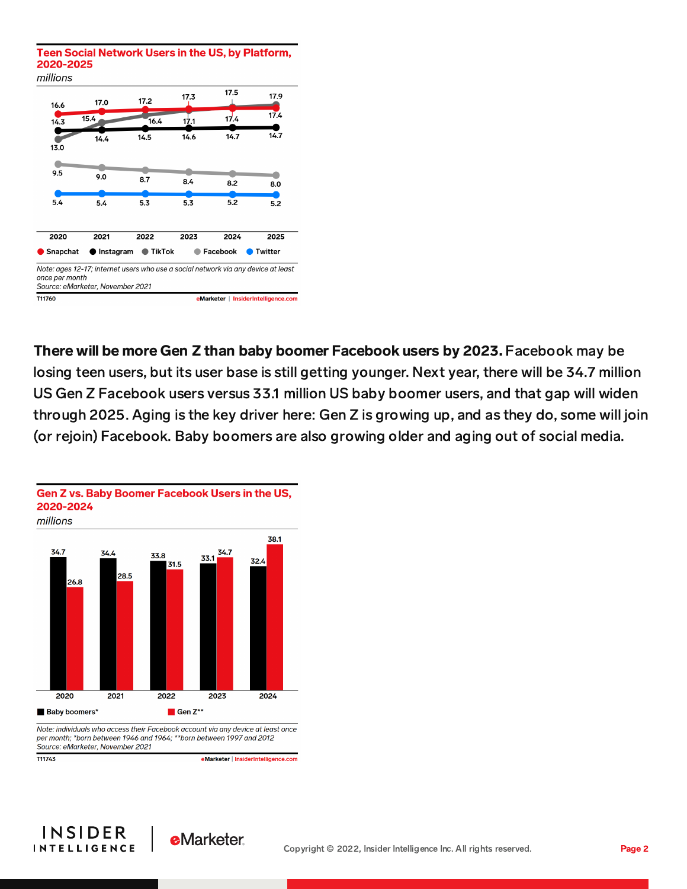## Teen Social Network Users in the US, by Platform, 2020-2025

*millions*

| | 2020 | 2021 | 2022 | 2023 | 2024 | 2025 |
|---|---|---|---|---|---|---|
| Snapchat | 16.6 | 17.0 | 17.2 | 17.3 | 17.5 | 17.4 |
| Instagram | 14.3 | 14.4 | 14.5 | 14.6 | 14.7 | 14.7 |
| TikTok | 13.0 | 15.4 | 16.4 | 17.1 | 17.4 | 17.9 |
| Facebook | 9.5 | 9.0 | 8.7 | 8.4 | 8.2 | 8.0 |
| Twitter | 5.4 | 5.4 | 5.3 | 5.3 | 5.2 | 5.2 |

*Note: ages 12-17; internet users who use a social network via any device at least once per month*
*Source: eMarketer, November 2021*

T11760 eMarketer | InsiderIntelligence.com

**There will be more Gen Z than baby boomer Facebook users by 2023.** Facebook may be losing teen users, but its user base is still getting younger. Next year, there will be 34.7 million US Gen Z Facebook users versus 33.1 million US baby boomer users, and that gap will widen through 2025. Aging is the key driver here: Gen Z is growing up, and as they do, some will join (or rejoin) Facebook. Baby boomers are also growing older and aging out of social media.

## Gen Z vs. Baby Boomer Facebook Users in the US, 2020-2024

*millions*

| | 2020 | 2021 | 2022 | 2023 | 2024 |
|---|---|---|---|---|---|
| Baby boomers* | 34.7 | 34.4 | 33.8 | 33.1 | 32.4 |
| Gen Z** | 26.8 | 28.5 | 31.5 | 34.7 | 38.1 |

*Note: individuals who access their Facebook account via any device at least once per month; *born between 1946 and 1964; **born between 1997 and 2012*
*Source: eMarketer, November 2021*

T11743 eMarketer | InsiderIntelligence.com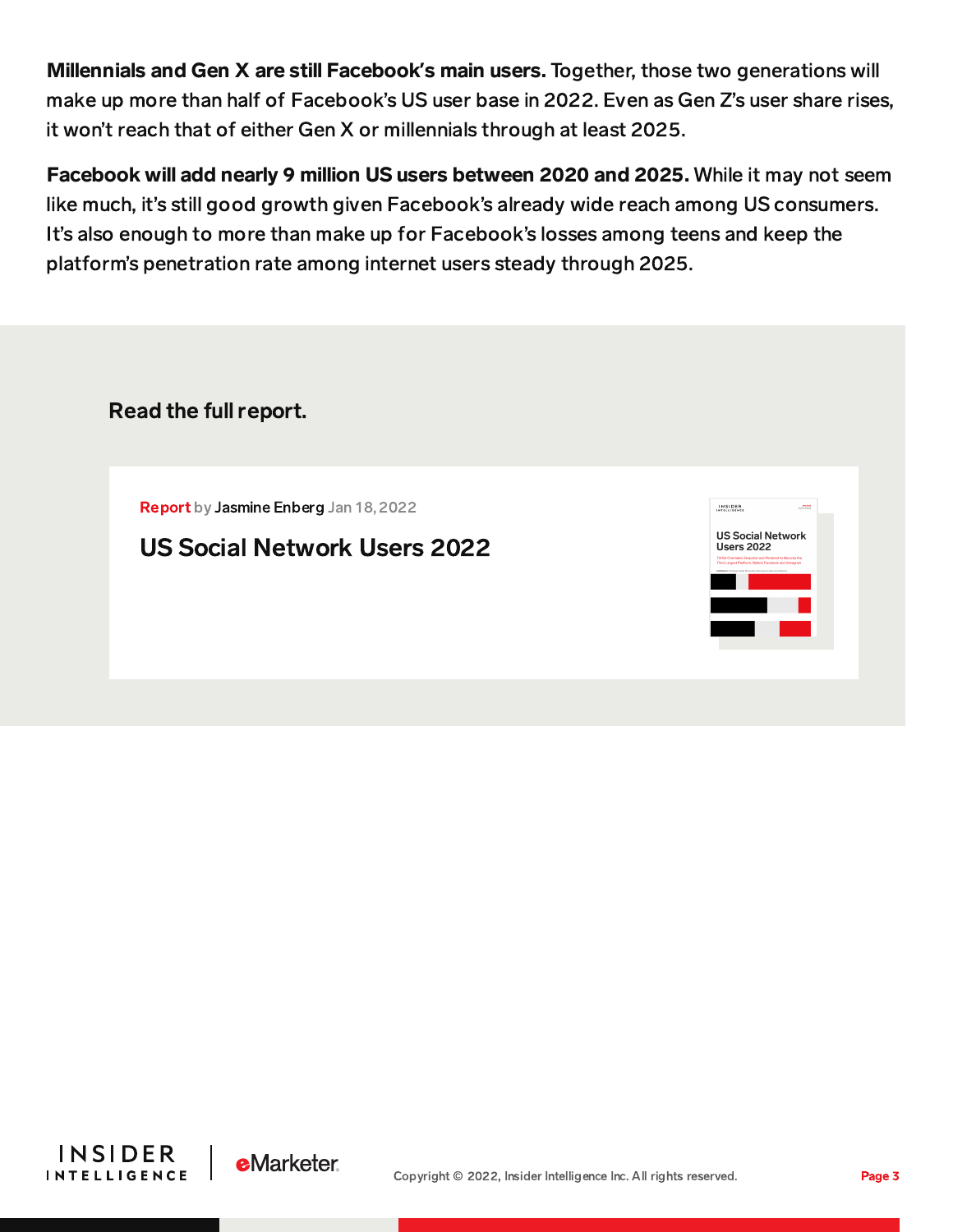**Millennials and Gen X are still Facebook's main users.** Together, those two generations will make up more than half of Facebook's US user base in 2022. Even as Gen Z's user share rises, it won't reach that of either Gen X or millennials through at least 2025.

**Facebook will add nearly 9 million US users between 2020 and 2025.** While it may not seem like much, it's still good growth given Facebook's already wide reach among US consumers. It's also enough to more than make up for Facebook's losses among teens and keep the platform's penetration rate among internet users steady through 2025.

**Read the full report.**

Report by Jasmine Enberg Jan 18, 2022

## US Social Network Users 2022